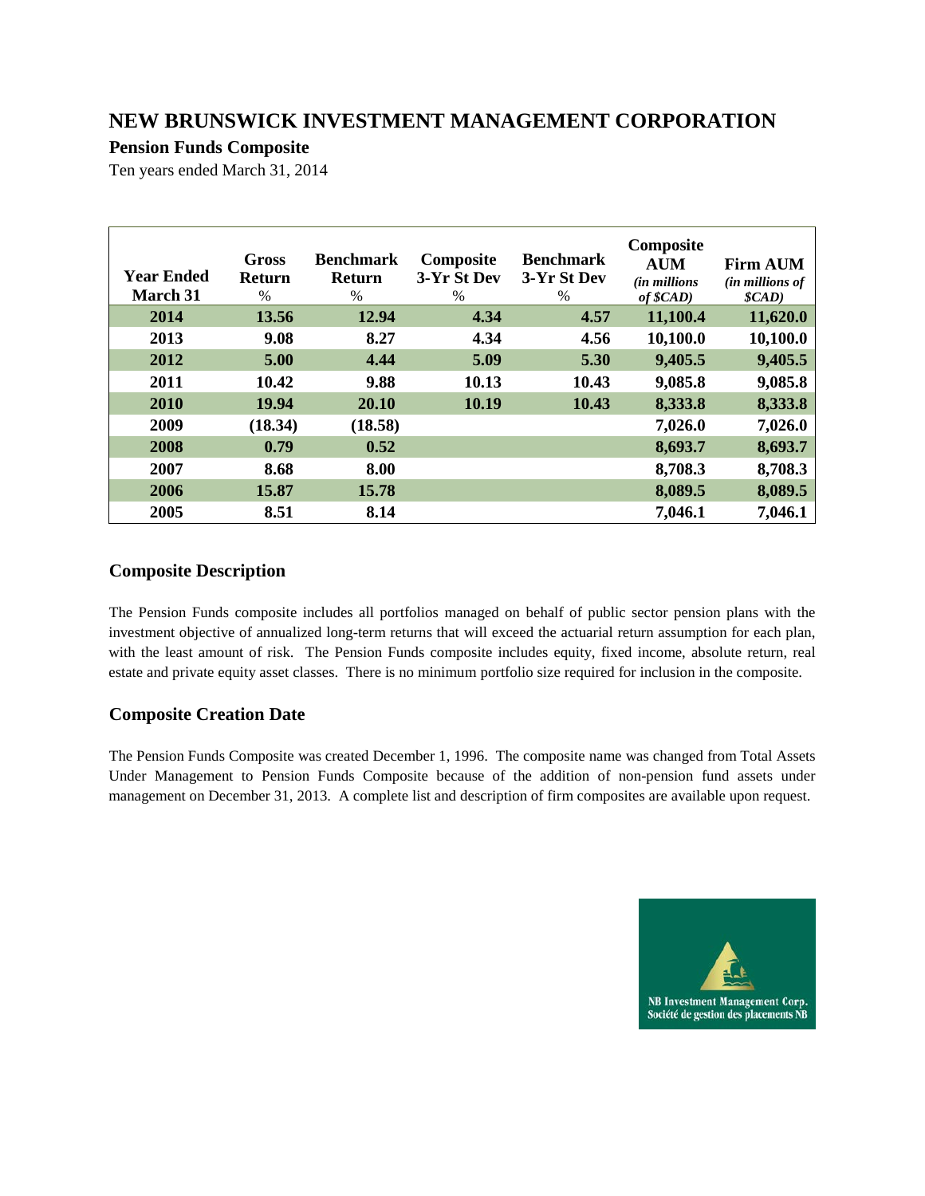# NEW BRUNSWICK INVESTMENT MANAGEMENT CORPORATION

## Pension Funds Composite

Ten years ended March 31, 2014

| Year Ended March 31 | Gross Return % | Benchmark Return % | Composite 3-Yr St Dev % | Benchmark 3-Yr St Dev % | Composite AUM *(in millions of $CAD)* | Firm AUM *(in millions of $CAD)* |
|---|---|---|---|---|---|---|
| 2014 | 13.56 | 12.94 | 4.34 | 4.57 | 11,100.4 | 11,620.0 |
| 2013 | 9.08 | 8.27 | 4.34 | 4.56 | 10,100.0 | 10,100.0 |
| 2012 | 5.00 | 4.44 | 5.09 | 5.30 | 9,405.5 | 9,405.5 |
| 2011 | 10.42 | 9.88 | 10.13 | 10.43 | 9,085.8 | 9,085.8 |
| 2010 | 19.94 | 20.10 | 10.19 | 10.43 | 8,333.8 | 8,333.8 |
| 2009 | (18.34) | (18.58) | | | 7,026.0 | 7,026.0 |
| 2008 | 0.79 | 0.52 | | | 8,693.7 | 8,693.7 |
| 2007 | 8.68 | 8.00 | | | 8,708.3 | 8,708.3 |
| 2006 | 15.87 | 15.78 | | | 8,089.5 | 8,089.5 |
| 2005 | 8.51 | 8.14 | | | 7,046.1 | 7,046.1 |

### Composite Description

The Pension Funds composite includes all portfolios managed on behalf of public sector pension plans with the investment objective of annualized long-term returns that will exceed the actuarial return assumption for each plan, with the least amount of risk. The Pension Funds composite includes equity, fixed income, absolute return, real estate and private equity asset classes. There is no minimum portfolio size required for inclusion in the composite.

### Composite Creation Date

The Pension Funds Composite was created December 1, 1996. The composite name was changed from Total Assets Under Management to Pension Funds Composite because of the addition of non-pension fund assets under management on December 31, 2013. A complete list and description of firm composites are available upon request.

NB Investment Management Corp.
Société de gestion des placements NB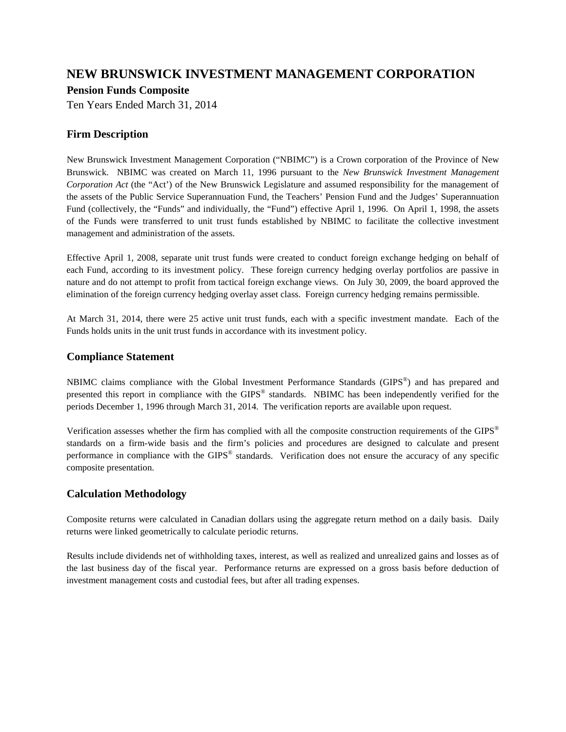# NEW BRUNSWICK INVESTMENT MANAGEMENT CORPORATION

**Pension Funds Composite**

Ten Years Ended March 31, 2014

## Firm Description

New Brunswick Investment Management Corporation ("NBIMC") is a Crown corporation of the Province of New Brunswick. NBIMC was created on March 11, 1996 pursuant to the *New Brunswick Investment Management Corporation Act* (the "Act') of the New Brunswick Legislature and assumed responsibility for the management of the assets of the Public Service Superannuation Fund, the Teachers' Pension Fund and the Judges' Superannuation Fund (collectively, the "Funds" and individually, the "Fund") effective April 1, 1996. On April 1, 1998, the assets of the Funds were transferred to unit trust funds established by NBIMC to facilitate the collective investment management and administration of the assets.

Effective April 1, 2008, separate unit trust funds were created to conduct foreign exchange hedging on behalf of each Fund, according to its investment policy. These foreign currency hedging overlay portfolios are passive in nature and do not attempt to profit from tactical foreign exchange views. On July 30, 2009, the board approved the elimination of the foreign currency hedging overlay asset class. Foreign currency hedging remains permissible.

At March 31, 2014, there were 25 active unit trust funds, each with a specific investment mandate. Each of the Funds holds units in the unit trust funds in accordance with its investment policy.

## Compliance Statement

NBIMC claims compliance with the Global Investment Performance Standards (GIPS®) and has prepared and presented this report in compliance with the GIPS® standards. NBIMC has been independently verified for the periods December 1, 1996 through March 31, 2014. The verification reports are available upon request.

Verification assesses whether the firm has complied with all the composite construction requirements of the GIPS® standards on a firm-wide basis and the firm's policies and procedures are designed to calculate and present performance in compliance with the GIPS® standards. Verification does not ensure the accuracy of any specific composite presentation.

## Calculation Methodology

Composite returns were calculated in Canadian dollars using the aggregate return method on a daily basis. Daily returns were linked geometrically to calculate periodic returns.

Results include dividends net of withholding taxes, interest, as well as realized and unrealized gains and losses as of the last business day of the fiscal year. Performance returns are expressed on a gross basis before deduction of investment management costs and custodial fees, but after all trading expenses.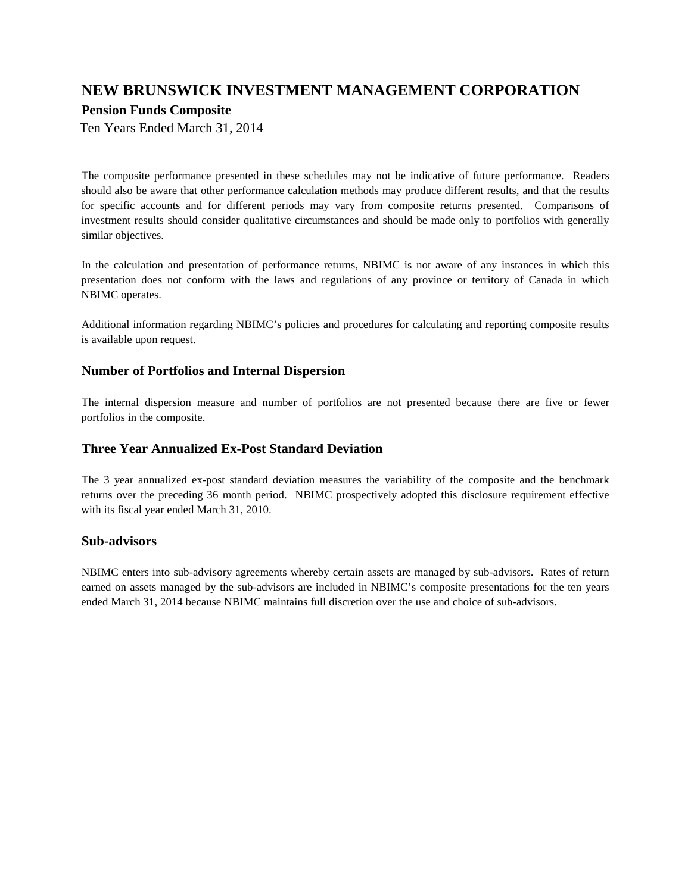# NEW BRUNSWICK INVESTMENT MANAGEMENT CORPORATION

**Pension Funds Composite**

Ten Years Ended March 31, 2014

The composite performance presented in these schedules may not be indicative of future performance. Readers should also be aware that other performance calculation methods may produce different results, and that the results for specific accounts and for different periods may vary from composite returns presented. Comparisons of investment results should consider qualitative circumstances and should be made only to portfolios with generally similar objectives.

In the calculation and presentation of performance returns, NBIMC is not aware of any instances in which this presentation does not conform with the laws and regulations of any province or territory of Canada in which NBIMC operates.

Additional information regarding NBIMC's policies and procedures for calculating and reporting composite results is available upon request.

## Number of Portfolios and Internal Dispersion

The internal dispersion measure and number of portfolios are not presented because there are five or fewer portfolios in the composite.

## Three Year Annualized Ex-Post Standard Deviation

The 3 year annualized ex-post standard deviation measures the variability of the composite and the benchmark returns over the preceding 36 month period. NBIMC prospectively adopted this disclosure requirement effective with its fiscal year ended March 31, 2010.

## Sub-advisors

NBIMC enters into sub-advisory agreements whereby certain assets are managed by sub-advisors. Rates of return earned on assets managed by the sub-advisors are included in NBIMC's composite presentations for the ten years ended March 31, 2014 because NBIMC maintains full discretion over the use and choice of sub-advisors.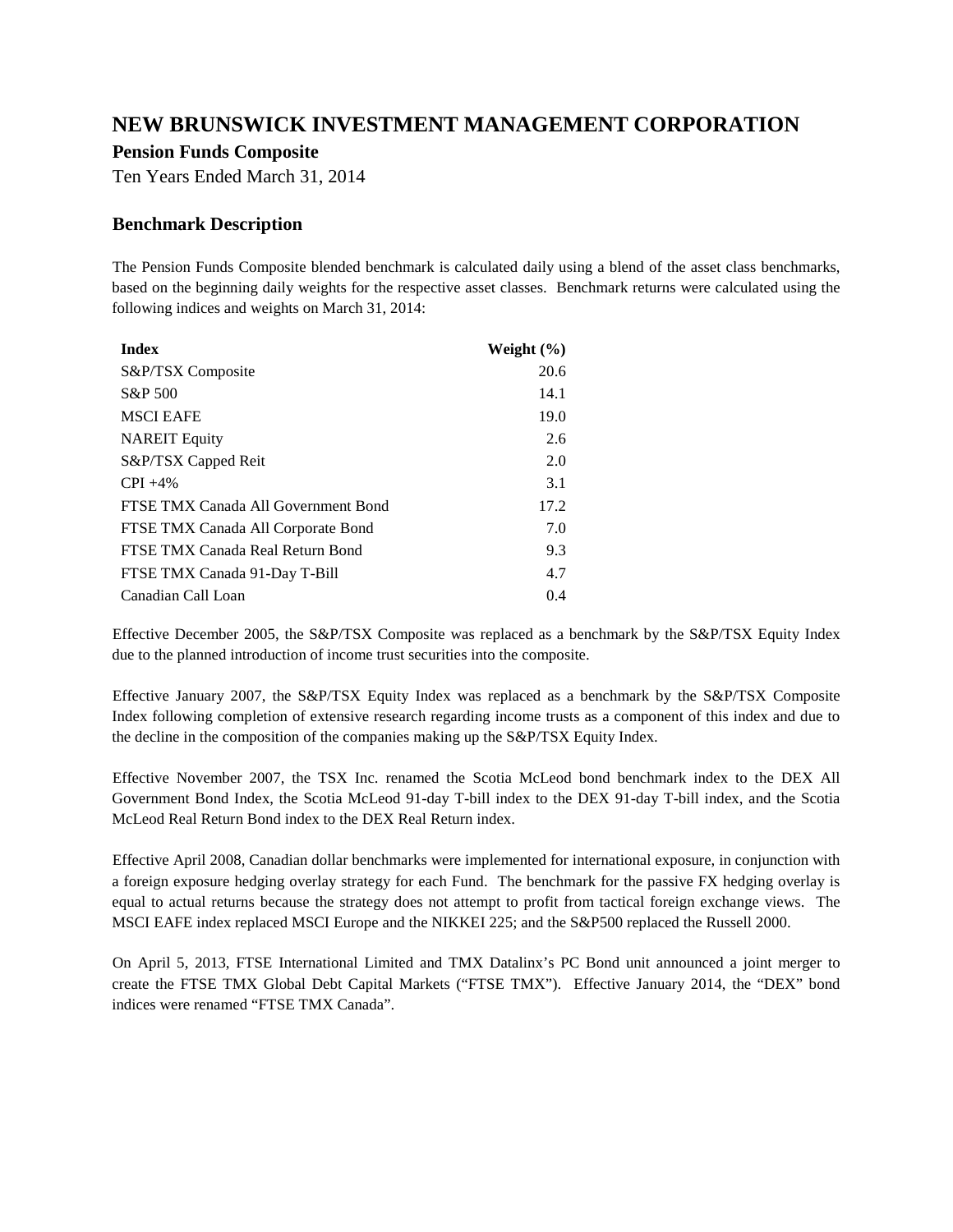# NEW BRUNSWICK INVESTMENT MANAGEMENT CORPORATION

**Pension Funds Composite**

Ten Years Ended March 31, 2014

## Benchmark Description

The Pension Funds Composite blended benchmark is calculated daily using a blend of the asset class benchmarks, based on the beginning daily weights for the respective asset classes. Benchmark returns were calculated using the following indices and weights on March 31, 2014:

| Index | Weight (%) |
|---|---|
| S&P/TSX Composite | 20.6 |
| S&P 500 | 14.1 |
| MSCI EAFE | 19.0 |
| NAREIT Equity | 2.6 |
| S&P/TSX Capped Reit | 2.0 |
| CPI +4% | 3.1 |
| FTSE TMX Canada All Government Bond | 17.2 |
| FTSE TMX Canada All Corporate Bond | 7.0 |
| FTSE TMX Canada Real Return Bond | 9.3 |
| FTSE TMX Canada 91-Day T-Bill | 4.7 |
| Canadian Call Loan | 0.4 |

Effective December 2005, the S&P/TSX Composite was replaced as a benchmark by the S&P/TSX Equity Index due to the planned introduction of income trust securities into the composite.

Effective January 2007, the S&P/TSX Equity Index was replaced as a benchmark by the S&P/TSX Composite Index following completion of extensive research regarding income trusts as a component of this index and due to the decline in the composition of the companies making up the S&P/TSX Equity Index.

Effective November 2007, the TSX Inc. renamed the Scotia McLeod bond benchmark index to the DEX All Government Bond Index, the Scotia McLeod 91-day T-bill index to the DEX 91-day T-bill index, and the Scotia McLeod Real Return Bond index to the DEX Real Return index.

Effective April 2008, Canadian dollar benchmarks were implemented for international exposure, in conjunction with a foreign exposure hedging overlay strategy for each Fund. The benchmark for the passive FX hedging overlay is equal to actual returns because the strategy does not attempt to profit from tactical foreign exchange views. The MSCI EAFE index replaced MSCI Europe and the NIKKEI 225; and the S&P500 replaced the Russell 2000.

On April 5, 2013, FTSE International Limited and TMX Datalinx's PC Bond unit announced a joint merger to create the FTSE TMX Global Debt Capital Markets ("FTSE TMX"). Effective January 2014, the "DEX" bond indices were renamed "FTSE TMX Canada".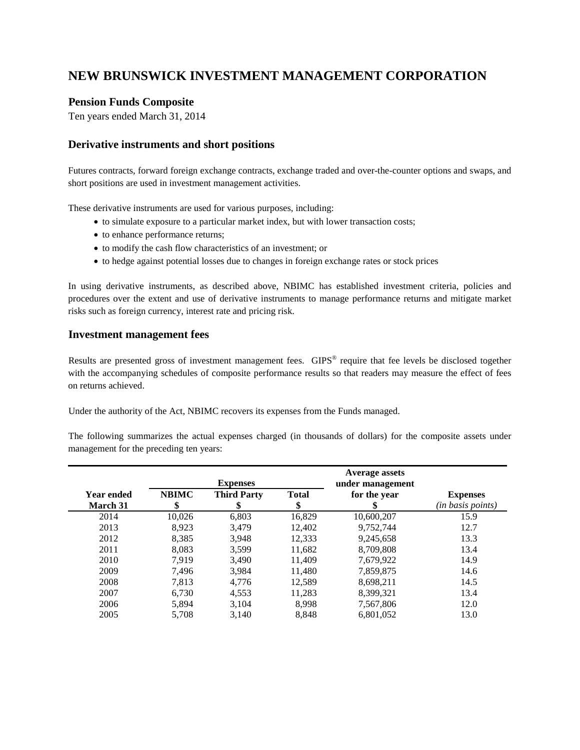# NEW BRUNSWICK INVESTMENT MANAGEMENT CORPORATION

## Pension Funds Composite

Ten years ended March 31, 2014

## Derivative instruments and short positions

Futures contracts, forward foreign exchange contracts, exchange traded and over-the-counter options and swaps, and short positions are used in investment management activities.

These derivative instruments are used for various purposes, including:

- to simulate exposure to a particular market index, but with lower transaction costs;
- to enhance performance returns;
- to modify the cash flow characteristics of an investment; or
- to hedge against potential losses due to changes in foreign exchange rates or stock prices

In using derivative instruments, as described above, NBIMC has established investment criteria, policies and procedures over the extent and use of derivative instruments to manage performance returns and mitigate market risks such as foreign currency, interest rate and pricing risk.

## Investment management fees

Results are presented gross of investment management fees. GIPS® require that fee levels be disclosed together with the accompanying schedules of composite performance results so that readers may measure the effect of fees on returns achieved.

Under the authority of the Act, NBIMC recovers its expenses from the Funds managed.

The following summarizes the actual expenses charged (in thousands of dollars) for the composite assets under management for the preceding ten years:

| | Expenses | | | Average assets under management | |
|---|---|---|---|---|---|
| **Year ended March 31** | **NBIMC $** | **Third Party $** | **Total $** | **for the year $** | **Expenses** *(in basis points)* |
| 2014 | 10,026 | 6,803 | 16,829 | 10,600,207 | 15.9 |
| 2013 | 8,923 | 3,479 | 12,402 | 9,752,744 | 12.7 |
| 2012 | 8,385 | 3,948 | 12,333 | 9,245,658 | 13.3 |
| 2011 | 8,083 | 3,599 | 11,682 | 8,709,808 | 13.4 |
| 2010 | 7,919 | 3,490 | 11,409 | 7,679,922 | 14.9 |
| 2009 | 7,496 | 3,984 | 11,480 | 7,859,875 | 14.6 |
| 2008 | 7,813 | 4,776 | 12,589 | 8,698,211 | 14.5 |
| 2007 | 6,730 | 4,553 | 11,283 | 8,399,321 | 13.4 |
| 2006 | 5,894 | 3,104 | 8,998 | 7,567,806 | 12.0 |
| 2005 | 5,708 | 3,140 | 8,848 | 6,801,052 | 13.0 |